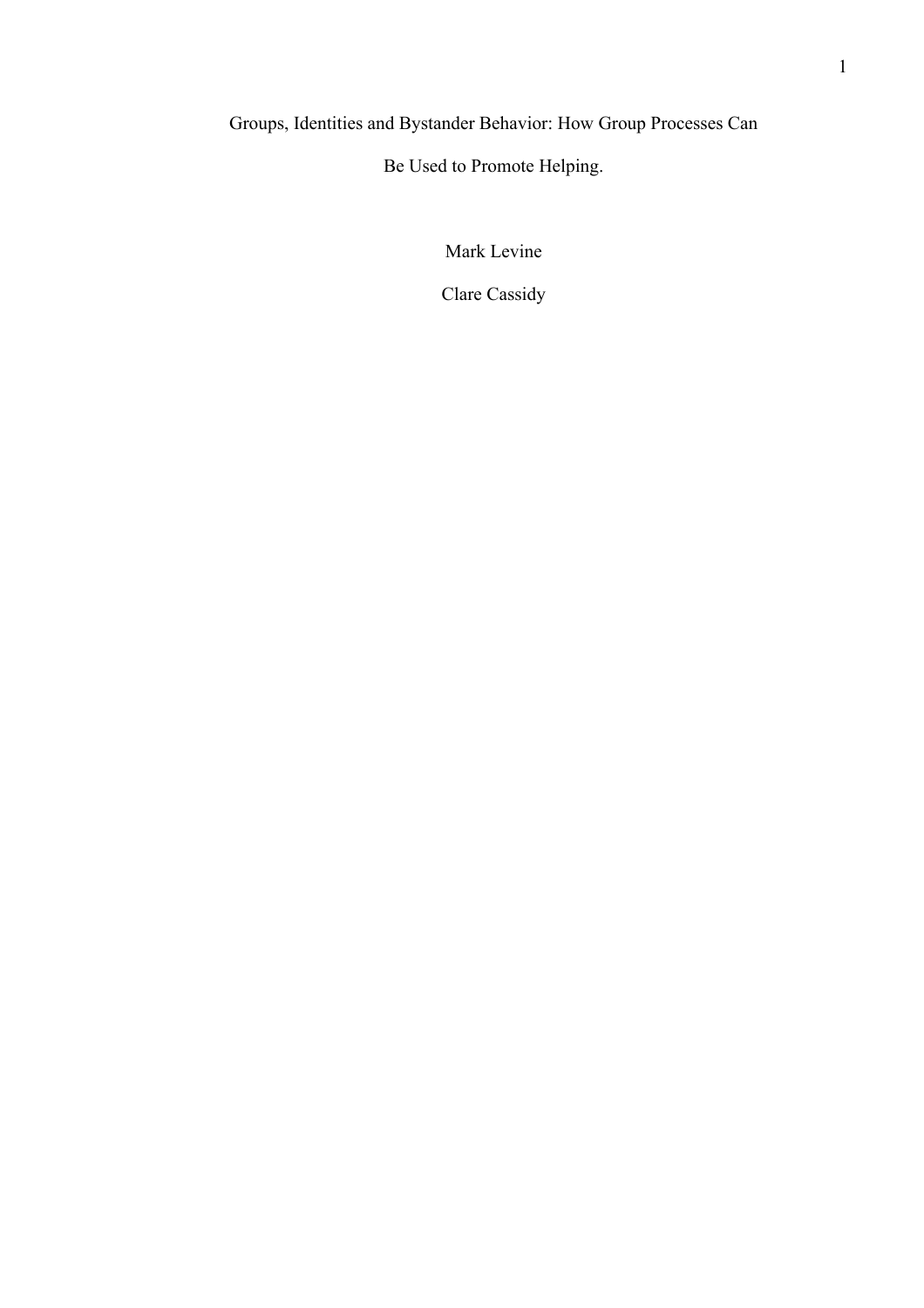# Groups, Identities and Bystander Behavior: How Group Processes Can Be Used to Promote Helping.

Mark Levine

Clare Cassidy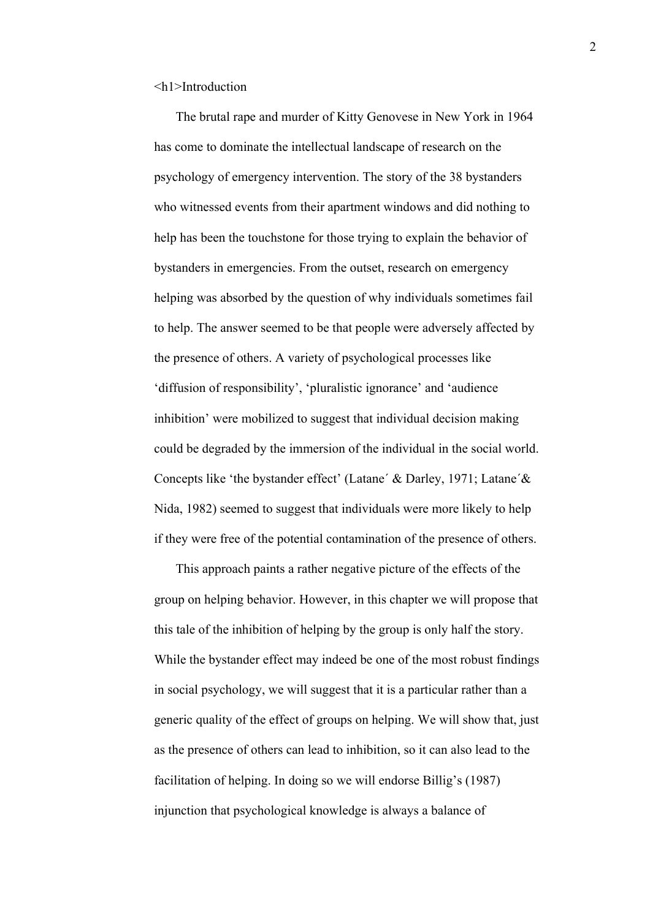# Introduction

The brutal rape and murder of Kitty Genovese in New York in 1964 has come to dominate the intellectual landscape of research on the psychology of emergency intervention. The story of the 38 bystanders who witnessed events from their apartment windows and did nothing to help has been the touchstone for those trying to explain the behavior of bystanders in emergencies. From the outset, research on emergency helping was absorbed by the question of why individuals sometimes fail to help. The answer seemed to be that people were adversely affected by the presence of others. A variety of psychological processes like 'diffusion of responsibility', 'pluralistic ignorance' and 'audience inhibition' were mobilized to suggest that individual decision making could be degraded by the immersion of the individual in the social world. Concepts like 'the bystander effect' (Latane´ & Darley, 1971; Latane´& Nida, 1982) seemed to suggest that individuals were more likely to help if they were free of the potential contamination of the presence of others.

This approach paints a rather negative picture of the effects of the group on helping behavior. However, in this chapter we will propose that this tale of the inhibition of helping by the group is only half the story. While the bystander effect may indeed be one of the most robust findings in social psychology, we will suggest that it is a particular rather than a generic quality of the effect of groups on helping. We will show that, just as the presence of others can lead to inhibition, so it can also lead to the facilitation of helping. In doing so we will endorse Billig's (1987) injunction that psychological knowledge is always a balance of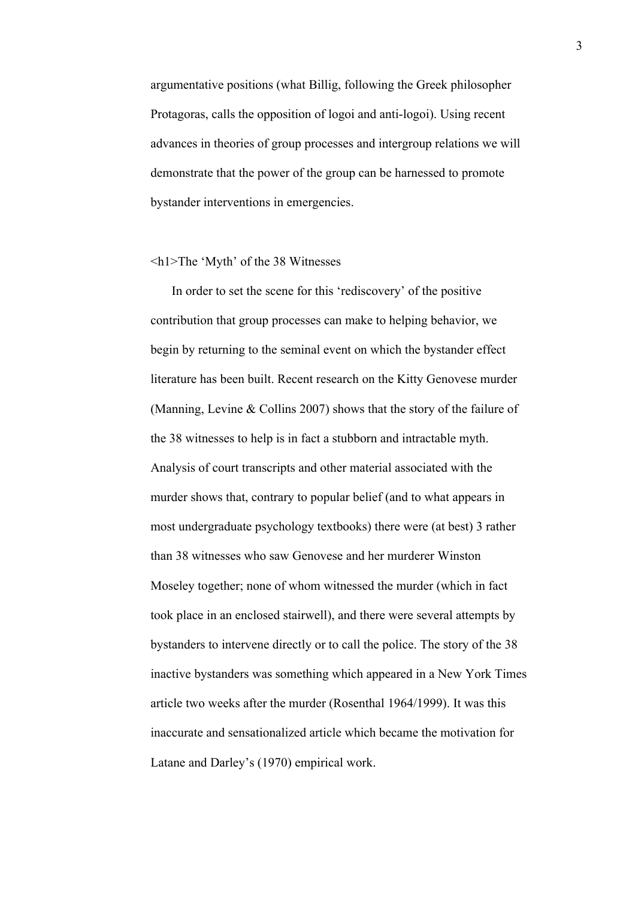argumentative positions (what Billig, following the Greek philosopher Protagoras, calls the opposition of logoi and anti-logoi). Using recent advances in theories of group processes and intergroup relations we will demonstrate that the power of the group can be harnessed to promote bystander interventions in emergencies.

# The 'Myth' of the 38 Witnesses

In order to set the scene for this 'rediscovery' of the positive contribution that group processes can make to helping behavior, we begin by returning to the seminal event on which the bystander effect literature has been built. Recent research on the Kitty Genovese murder (Manning, Levine & Collins 2007) shows that the story of the failure of the 38 witnesses to help is in fact a stubborn and intractable myth. Analysis of court transcripts and other material associated with the murder shows that, contrary to popular belief (and to what appears in most undergraduate psychology textbooks) there were (at best) 3 rather than 38 witnesses who saw Genovese and her murderer Winston Moseley together; none of whom witnessed the murder (which in fact took place in an enclosed stairwell), and there were several attempts by bystanders to intervene directly or to call the police. The story of the 38 inactive bystanders was something which appeared in a New York Times article two weeks after the murder (Rosenthal 1964/1999). It was this inaccurate and sensationalized article which became the motivation for Latane and Darley's (1970) empirical work.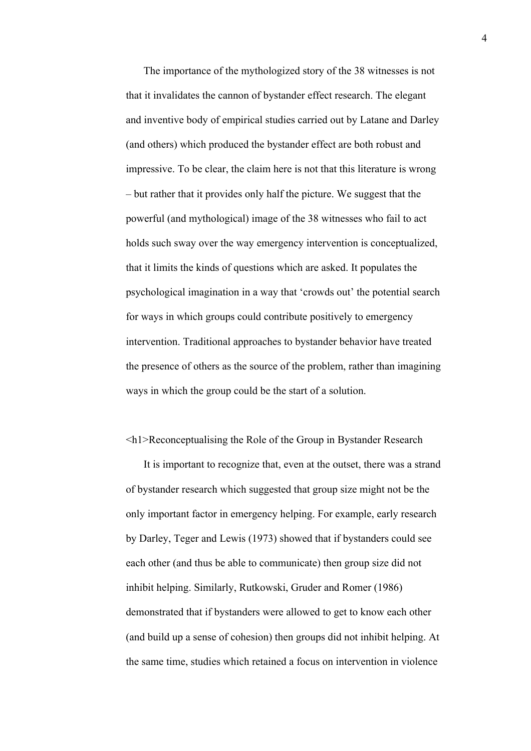The importance of the mythologized story of the 38 witnesses is not that it invalidates the cannon of bystander effect research. The elegant and inventive body of empirical studies carried out by Latane and Darley (and others) which produced the bystander effect are both robust and impressive. To be clear, the claim here is not that this literature is wrong – but rather that it provides only half the picture. We suggest that the powerful (and mythological) image of the 38 witnesses who fail to act holds such sway over the way emergency intervention is conceptualized, that it limits the kinds of questions which are asked. It populates the psychological imagination in a way that 'crowds out' the potential search for ways in which groups could contribute positively to emergency intervention. Traditional approaches to bystander behavior have treated the presence of others as the source of the problem, rather than imagining ways in which the group could be the start of a solution.

# Reconceptualising the Role of the Group in Bystander Research

It is important to recognize that, even at the outset, there was a strand of bystander research which suggested that group size might not be the only important factor in emergency helping. For example, early research by Darley, Teger and Lewis (1973) showed that if bystanders could see each other (and thus be able to communicate) then group size did not inhibit helping. Similarly, Rutkowski, Gruder and Romer (1986) demonstrated that if bystanders were allowed to get to know each other (and build up a sense of cohesion) then groups did not inhibit helping. At the same time, studies which retained a focus on intervention in violence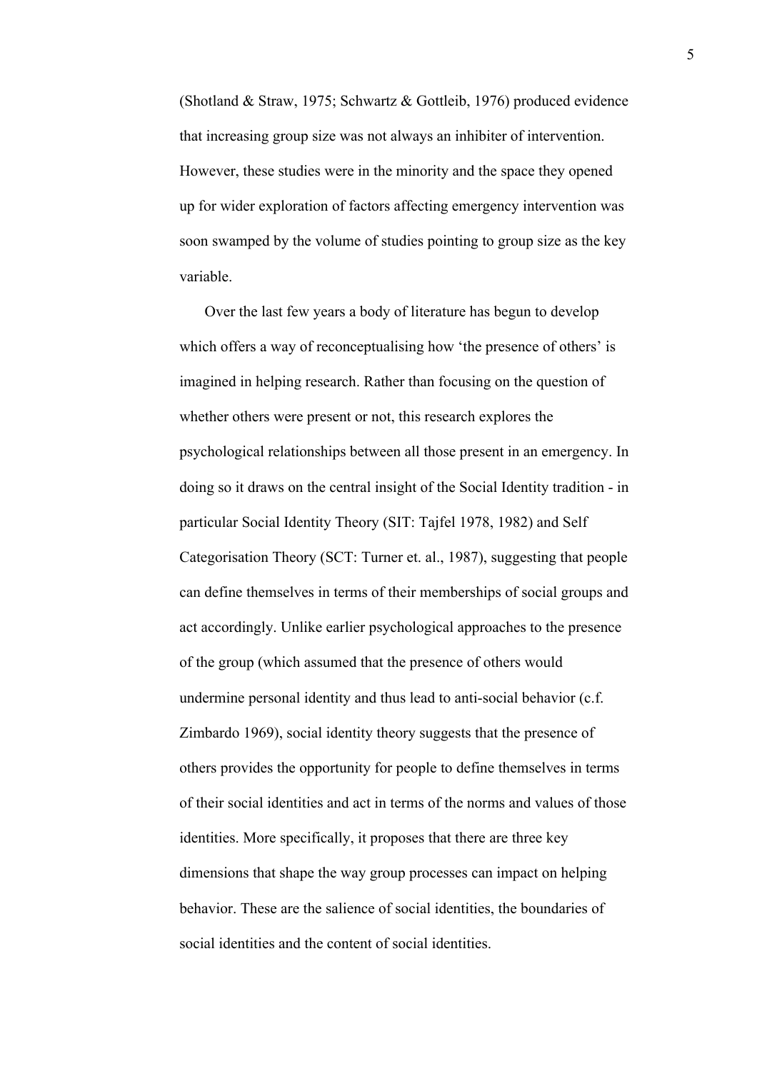(Shotland & Straw, 1975; Schwartz & Gottleib, 1976) produced evidence that increasing group size was not always an inhibiter of intervention. However, these studies were in the minority and the space they opened up for wider exploration of factors affecting emergency intervention was soon swamped by the volume of studies pointing to group size as the key variable.

Over the last few years a body of literature has begun to develop which offers a way of reconceptualising how 'the presence of others' is imagined in helping research. Rather than focusing on the question of whether others were present or not, this research explores the psychological relationships between all those present in an emergency. In doing so it draws on the central insight of the Social Identity tradition - in particular Social Identity Theory (SIT: Tajfel 1978, 1982) and Self Categorisation Theory (SCT: Turner et. al., 1987), suggesting that people can define themselves in terms of their memberships of social groups and act accordingly. Unlike earlier psychological approaches to the presence of the group (which assumed that the presence of others would undermine personal identity and thus lead to anti-social behavior (c.f. Zimbardo 1969), social identity theory suggests that the presence of others provides the opportunity for people to define themselves in terms of their social identities and act in terms of the norms and values of those identities. More specifically, it proposes that there are three key dimensions that shape the way group processes can impact on helping behavior. These are the salience of social identities, the boundaries of social identities and the content of social identities.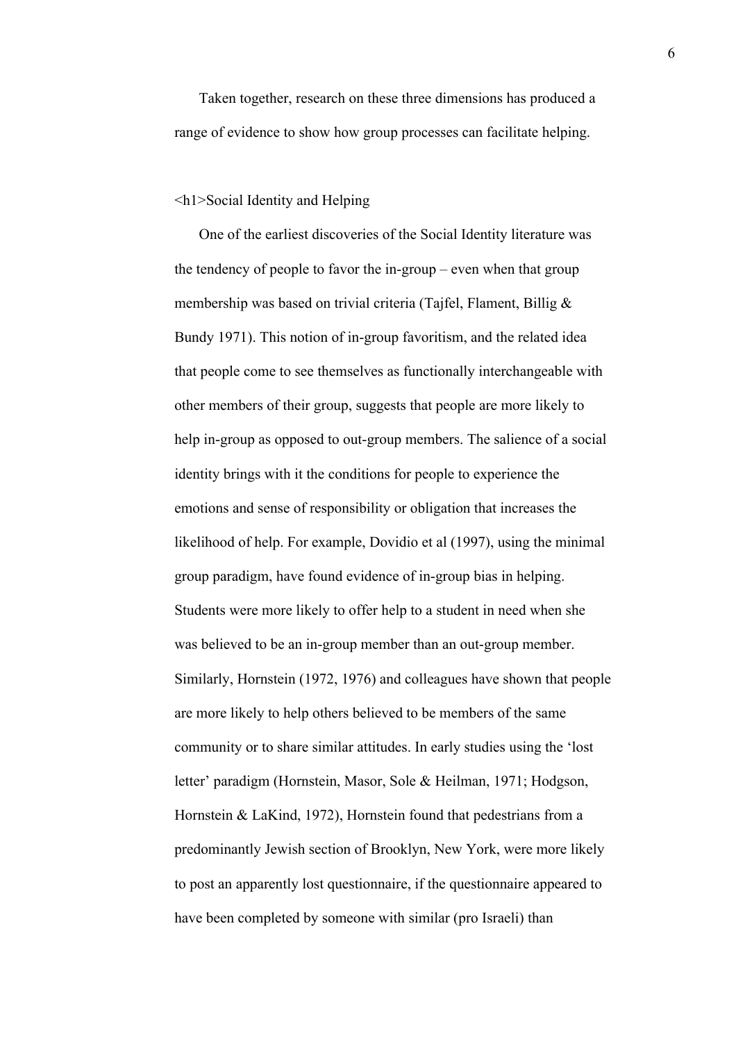Taken together, research on these three dimensions has produced a range of evidence to show how group processes can facilitate helping.

<h1>Social Identity and Helping

One of the earliest discoveries of the Social Identity literature was the tendency of people to favor the in-group – even when that group membership was based on trivial criteria (Tajfel, Flament, Billig & Bundy 1971). This notion of in-group favoritism, and the related idea that people come to see themselves as functionally interchangeable with other members of their group, suggests that people are more likely to help in-group as opposed to out-group members. The salience of a social identity brings with it the conditions for people to experience the emotions and sense of responsibility or obligation that increases the likelihood of help. For example, Dovidio et al (1997), using the minimal group paradigm, have found evidence of in-group bias in helping. Students were more likely to offer help to a student in need when she was believed to be an in-group member than an out-group member. Similarly, Hornstein (1972, 1976) and colleagues have shown that people are more likely to help others believed to be members of the same community or to share similar attitudes. In early studies using the 'lost letter' paradigm (Hornstein, Masor, Sole & Heilman, 1971; Hodgson, Hornstein & LaKind, 1972), Hornstein found that pedestrians from a predominantly Jewish section of Brooklyn, New York, were more likely to post an apparently lost questionnaire, if the questionnaire appeared to have been completed by someone with similar (pro Israeli) than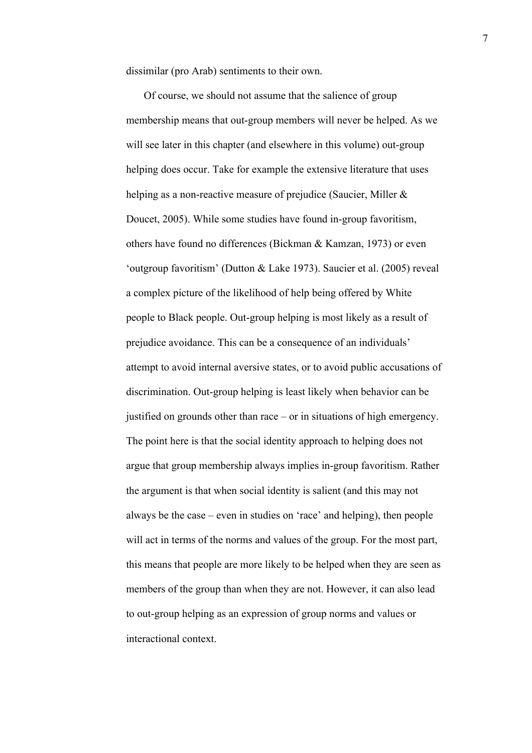dissimilar (pro Arab) sentiments to their own.

Of course, we should not assume that the salience of group membership means that out-group members will never be helped. As we will see later in this chapter (and elsewhere in this volume) out-group helping does occur. Take for example the extensive literature that uses helping as a non-reactive measure of prejudice (Saucier, Miller & Doucet, 2005). While some studies have found in-group favoritism, others have found no differences (Bickman & Kamzan, 1973) or even 'outgroup favoritism' (Dutton & Lake 1973). Saucier et al. (2005) reveal a complex picture of the likelihood of help being offered by White people to Black people. Out-group helping is most likely as a result of prejudice avoidance. This can be a consequence of an individuals' attempt to avoid internal aversive states, or to avoid public accusations of discrimination. Out-group helping is least likely when behavior can be justified on grounds other than race – or in situations of high emergency. The point here is that the social identity approach to helping does not argue that group membership always implies in-group favoritism. Rather the argument is that when social identity is salient (and this may not always be the case – even in studies on 'race' and helping), then people will act in terms of the norms and values of the group. For the most part, this means that people are more likely to be helped when they are seen as members of the group than when they are not. However, it can also lead to out-group helping as an expression of group norms and values or interactional context.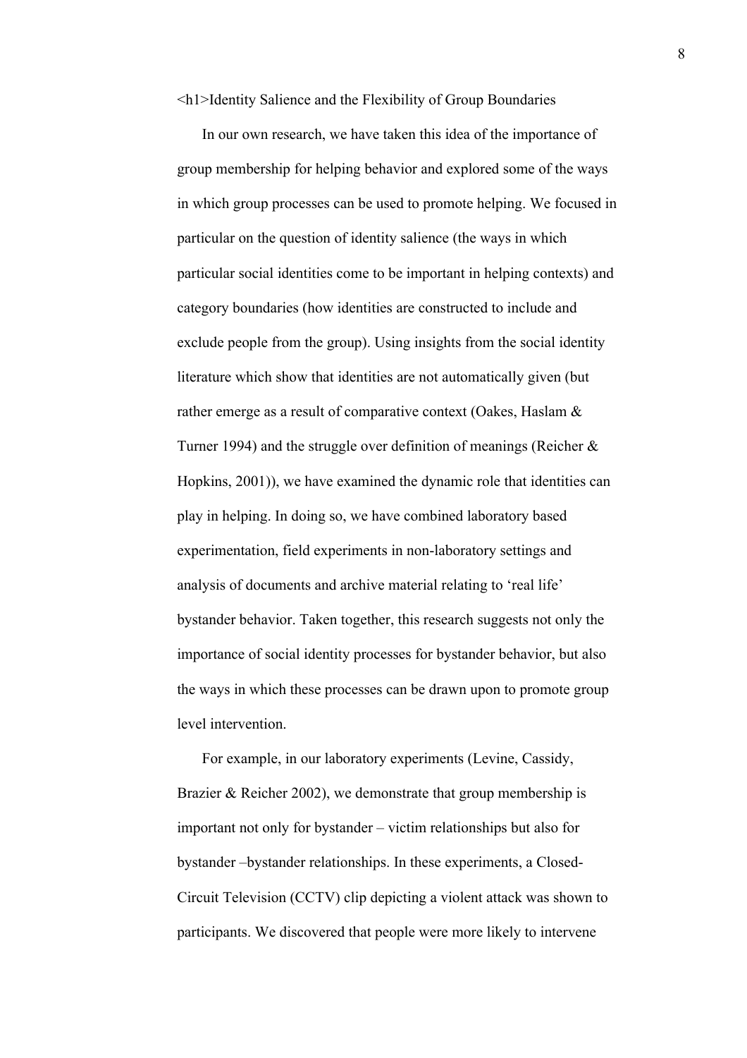# Identity Salience and the Flexibility of Group Boundaries

In our own research, we have taken this idea of the importance of group membership for helping behavior and explored some of the ways in which group processes can be used to promote helping. We focused in particular on the question of identity salience (the ways in which particular social identities come to be important in helping contexts) and category boundaries (how identities are constructed to include and exclude people from the group). Using insights from the social identity literature which show that identities are not automatically given (but rather emerge as a result of comparative context (Oakes, Haslam & Turner 1994) and the struggle over definition of meanings (Reicher & Hopkins, 2001)), we have examined the dynamic role that identities can play in helping. In doing so, we have combined laboratory based experimentation, field experiments in non-laboratory settings and analysis of documents and archive material relating to 'real life' bystander behavior. Taken together, this research suggests not only the importance of social identity processes for bystander behavior, but also the ways in which these processes can be drawn upon to promote group level intervention.

For example, in our laboratory experiments (Levine, Cassidy, Brazier & Reicher 2002), we demonstrate that group membership is important not only for bystander – victim relationships but also for bystander –bystander relationships. In these experiments, a Closed-Circuit Television (CCTV) clip depicting a violent attack was shown to participants. We discovered that people were more likely to intervene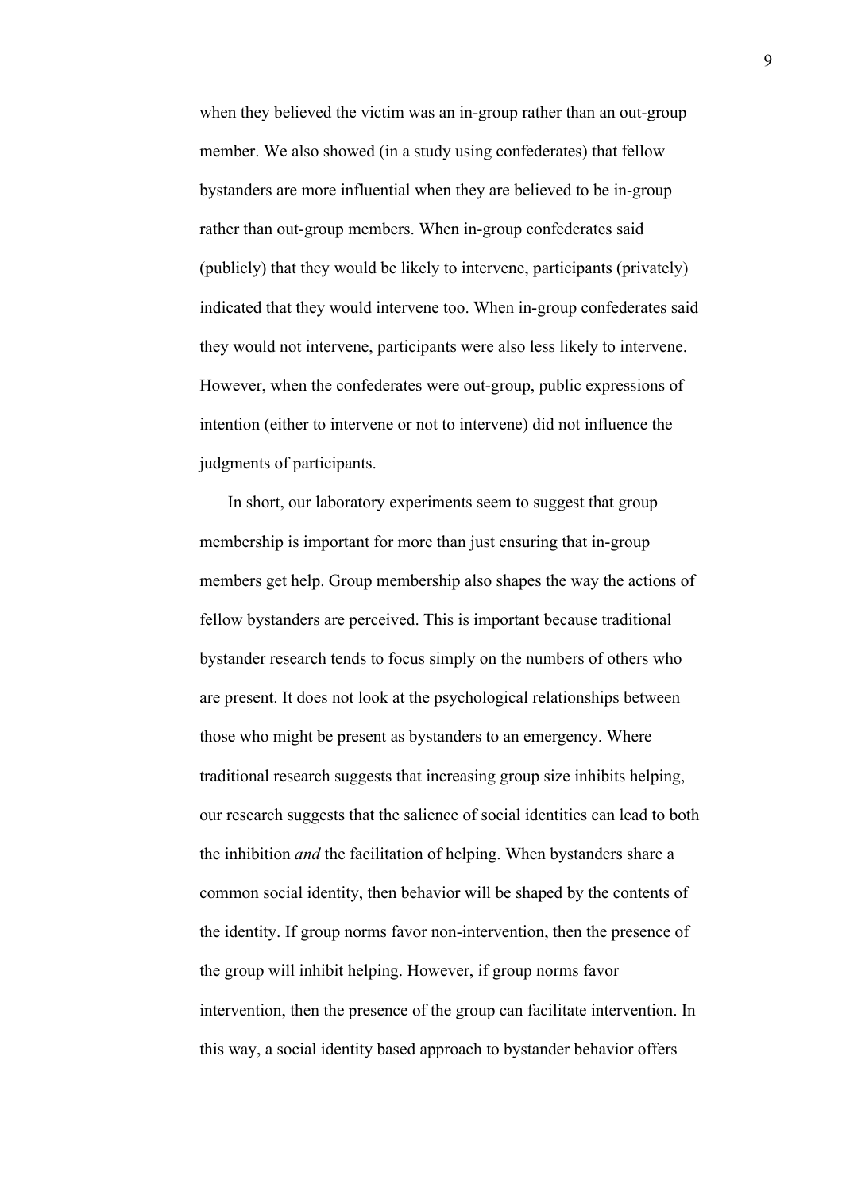when they believed the victim was an in-group rather than an out-group member. We also showed (in a study using confederates) that fellow bystanders are more influential when they are believed to be in-group rather than out-group members. When in-group confederates said (publicly) that they would be likely to intervene, participants (privately) indicated that they would intervene too. When in-group confederates said they would not intervene, participants were also less likely to intervene. However, when the confederates were out-group, public expressions of intention (either to intervene or not to intervene) did not influence the judgments of participants.

In short, our laboratory experiments seem to suggest that group membership is important for more than just ensuring that in-group members get help. Group membership also shapes the way the actions of fellow bystanders are perceived. This is important because traditional bystander research tends to focus simply on the numbers of others who are present. It does not look at the psychological relationships between those who might be present as bystanders to an emergency. Where traditional research suggests that increasing group size inhibits helping, our research suggests that the salience of social identities can lead to both the inhibition *and* the facilitation of helping. When bystanders share a common social identity, then behavior will be shaped by the contents of the identity. If group norms favor non-intervention, then the presence of the group will inhibit helping. However, if group norms favor intervention, then the presence of the group can facilitate intervention. In this way, a social identity based approach to bystander behavior offers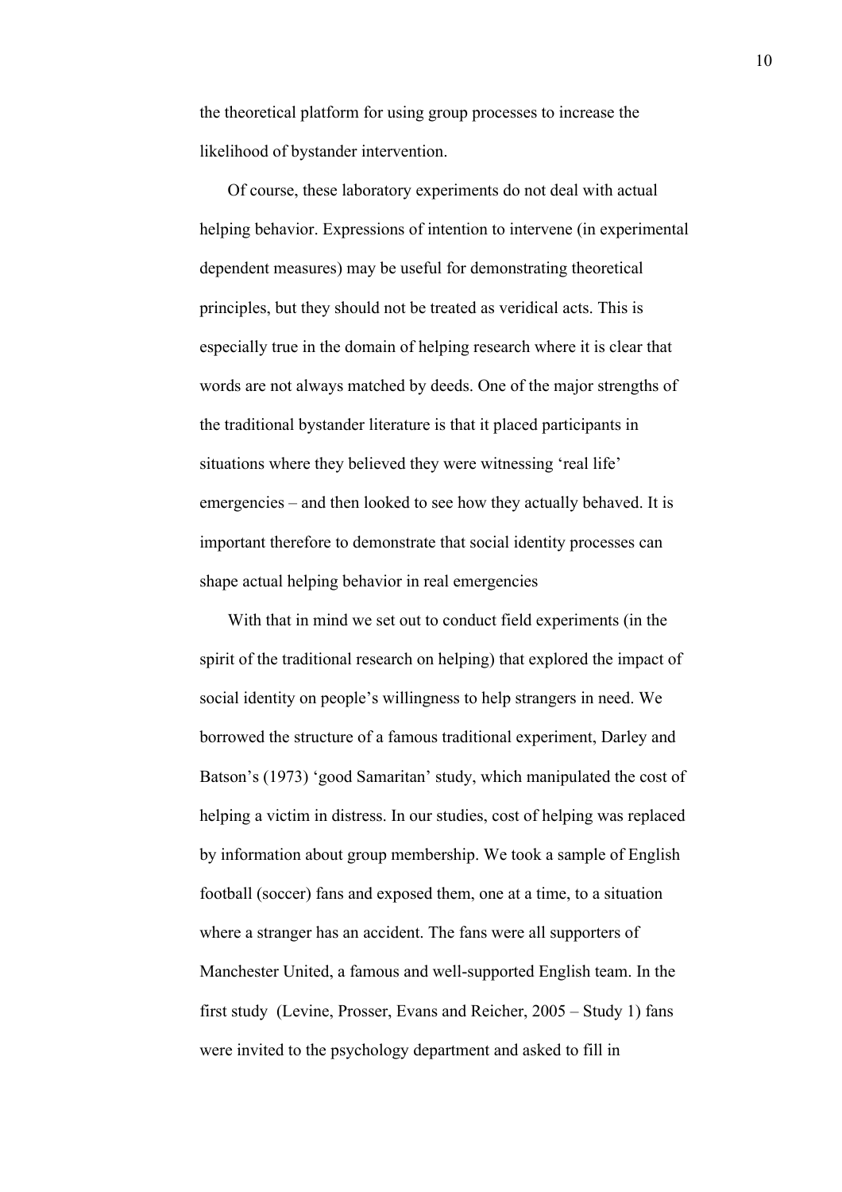the theoretical platform for using group processes to increase the likelihood of bystander intervention.

Of course, these laboratory experiments do not deal with actual helping behavior. Expressions of intention to intervene (in experimental dependent measures) may be useful for demonstrating theoretical principles, but they should not be treated as veridical acts. This is especially true in the domain of helping research where it is clear that words are not always matched by deeds. One of the major strengths of the traditional bystander literature is that it placed participants in situations where they believed they were witnessing 'real life' emergencies – and then looked to see how they actually behaved. It is important therefore to demonstrate that social identity processes can shape actual helping behavior in real emergencies

With that in mind we set out to conduct field experiments (in the spirit of the traditional research on helping) that explored the impact of social identity on people's willingness to help strangers in need. We borrowed the structure of a famous traditional experiment, Darley and Batson's (1973) 'good Samaritan' study, which manipulated the cost of helping a victim in distress. In our studies, cost of helping was replaced by information about group membership. We took a sample of English football (soccer) fans and exposed them, one at a time, to a situation where a stranger has an accident. The fans were all supporters of Manchester United, a famous and well-supported English team. In the first study (Levine, Prosser, Evans and Reicher, 2005 – Study 1) fans were invited to the psychology department and asked to fill in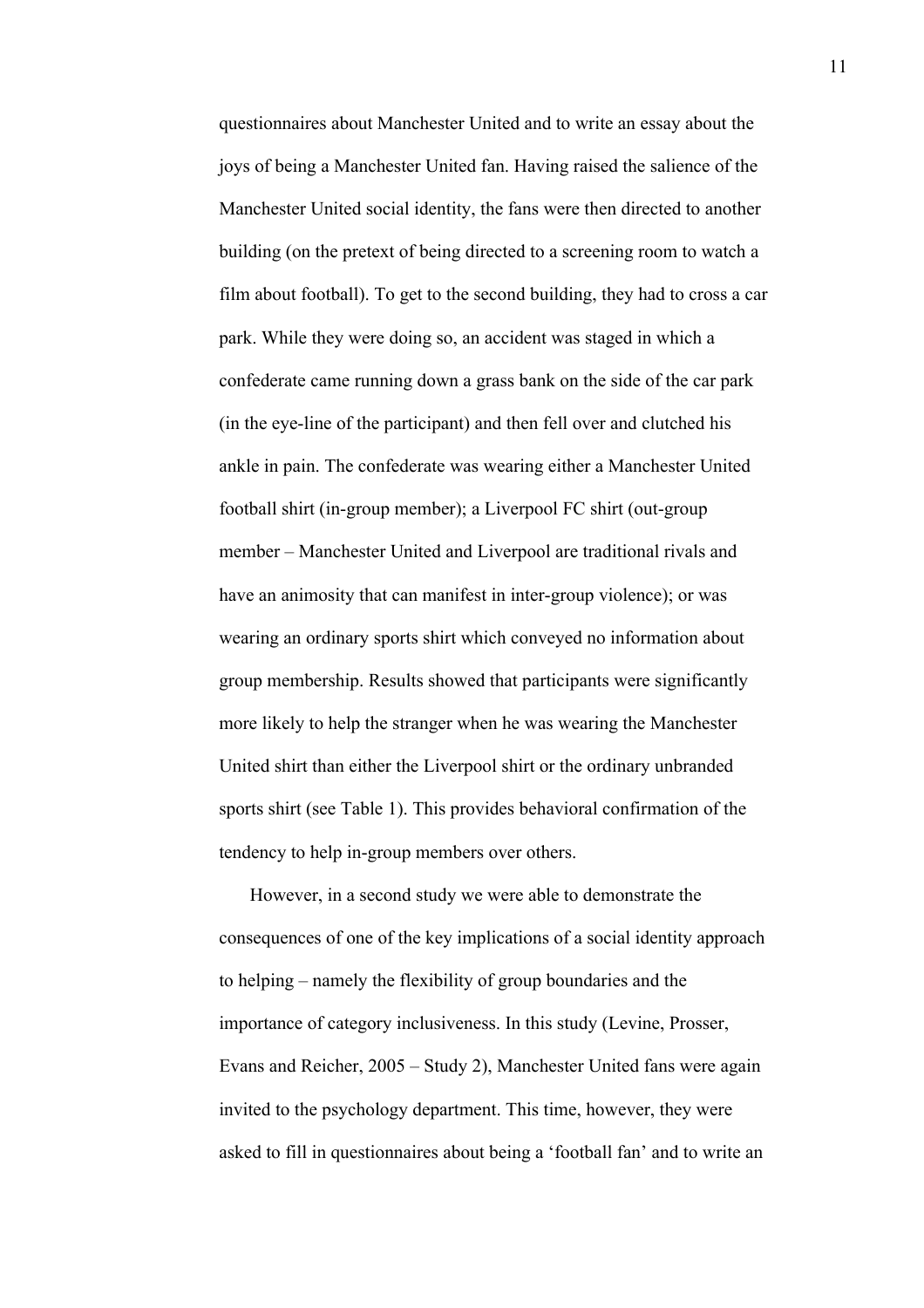questionnaires about Manchester United and to write an essay about the joys of being a Manchester United fan. Having raised the salience of the Manchester United social identity, the fans were then directed to another building (on the pretext of being directed to a screening room to watch a film about football). To get to the second building, they had to cross a car park. While they were doing so, an accident was staged in which a confederate came running down a grass bank on the side of the car park (in the eye-line of the participant) and then fell over and clutched his ankle in pain. The confederate was wearing either a Manchester United football shirt (in-group member); a Liverpool FC shirt (out-group member – Manchester United and Liverpool are traditional rivals and have an animosity that can manifest in inter-group violence); or was wearing an ordinary sports shirt which conveyed no information about group membership. Results showed that participants were significantly more likely to help the stranger when he was wearing the Manchester United shirt than either the Liverpool shirt or the ordinary unbranded sports shirt (see Table 1). This provides behavioral confirmation of the tendency to help in-group members over others.

However, in a second study we were able to demonstrate the consequences of one of the key implications of a social identity approach to helping – namely the flexibility of group boundaries and the importance of category inclusiveness. In this study (Levine, Prosser, Evans and Reicher, 2005 – Study 2), Manchester United fans were again invited to the psychology department. This time, however, they were asked to fill in questionnaires about being a 'football fan' and to write an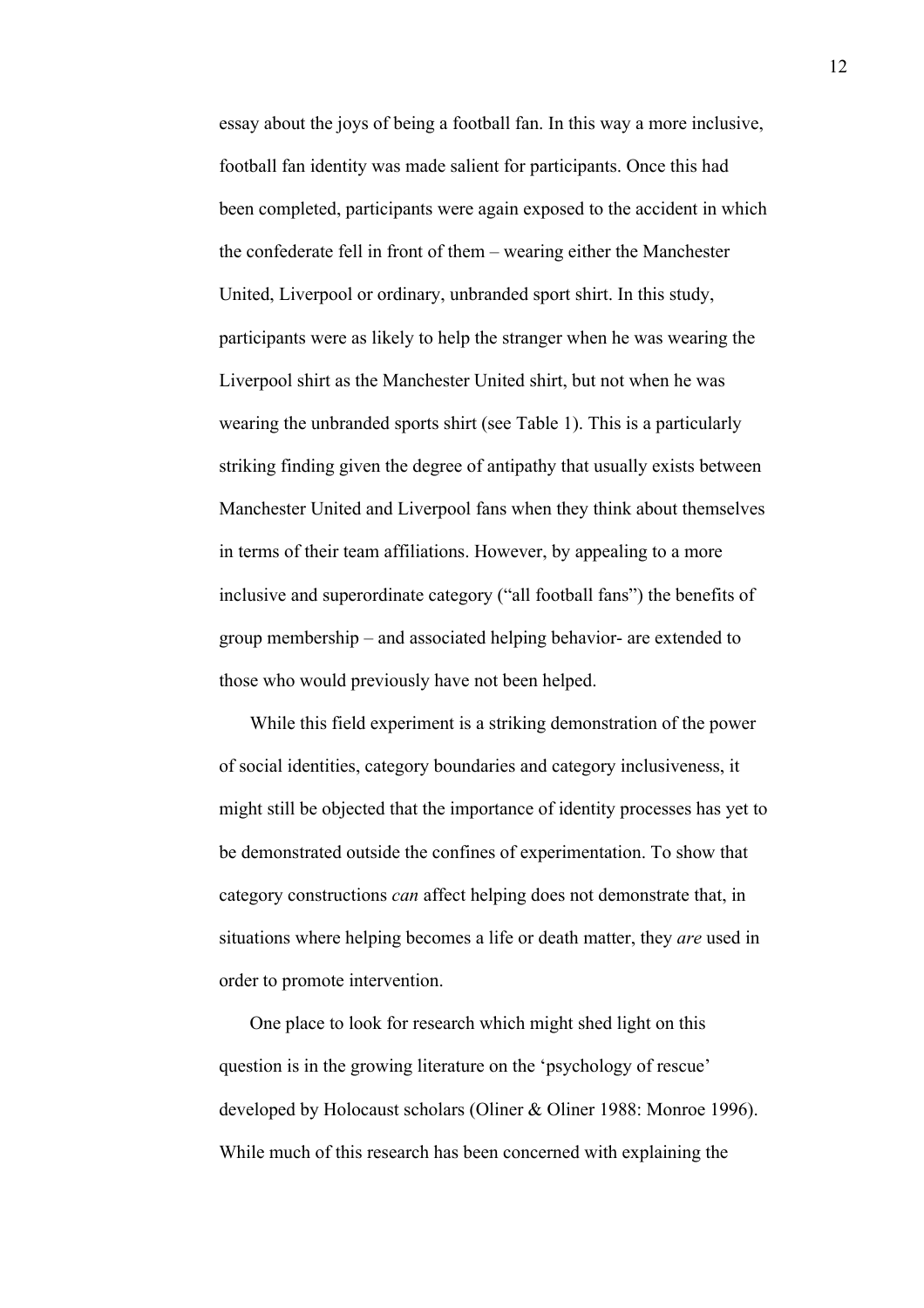essay about the joys of being a football fan. In this way a more inclusive, football fan identity was made salient for participants. Once this had been completed, participants were again exposed to the accident in which the confederate fell in front of them – wearing either the Manchester United, Liverpool or ordinary, unbranded sport shirt. In this study, participants were as likely to help the stranger when he was wearing the Liverpool shirt as the Manchester United shirt, but not when he was wearing the unbranded sports shirt (see Table 1). This is a particularly striking finding given the degree of antipathy that usually exists between Manchester United and Liverpool fans when they think about themselves in terms of their team affiliations. However, by appealing to a more inclusive and superordinate category ("all football fans") the benefits of group membership – and associated helping behavior- are extended to those who would previously have not been helped.

While this field experiment is a striking demonstration of the power of social identities, category boundaries and category inclusiveness, it might still be objected that the importance of identity processes has yet to be demonstrated outside the confines of experimentation. To show that category constructions *can* affect helping does not demonstrate that, in situations where helping becomes a life or death matter, they *are* used in order to promote intervention.

One place to look for research which might shed light on this question is in the growing literature on the 'psychology of rescue' developed by Holocaust scholars (Oliner & Oliner 1988: Monroe 1996). While much of this research has been concerned with explaining the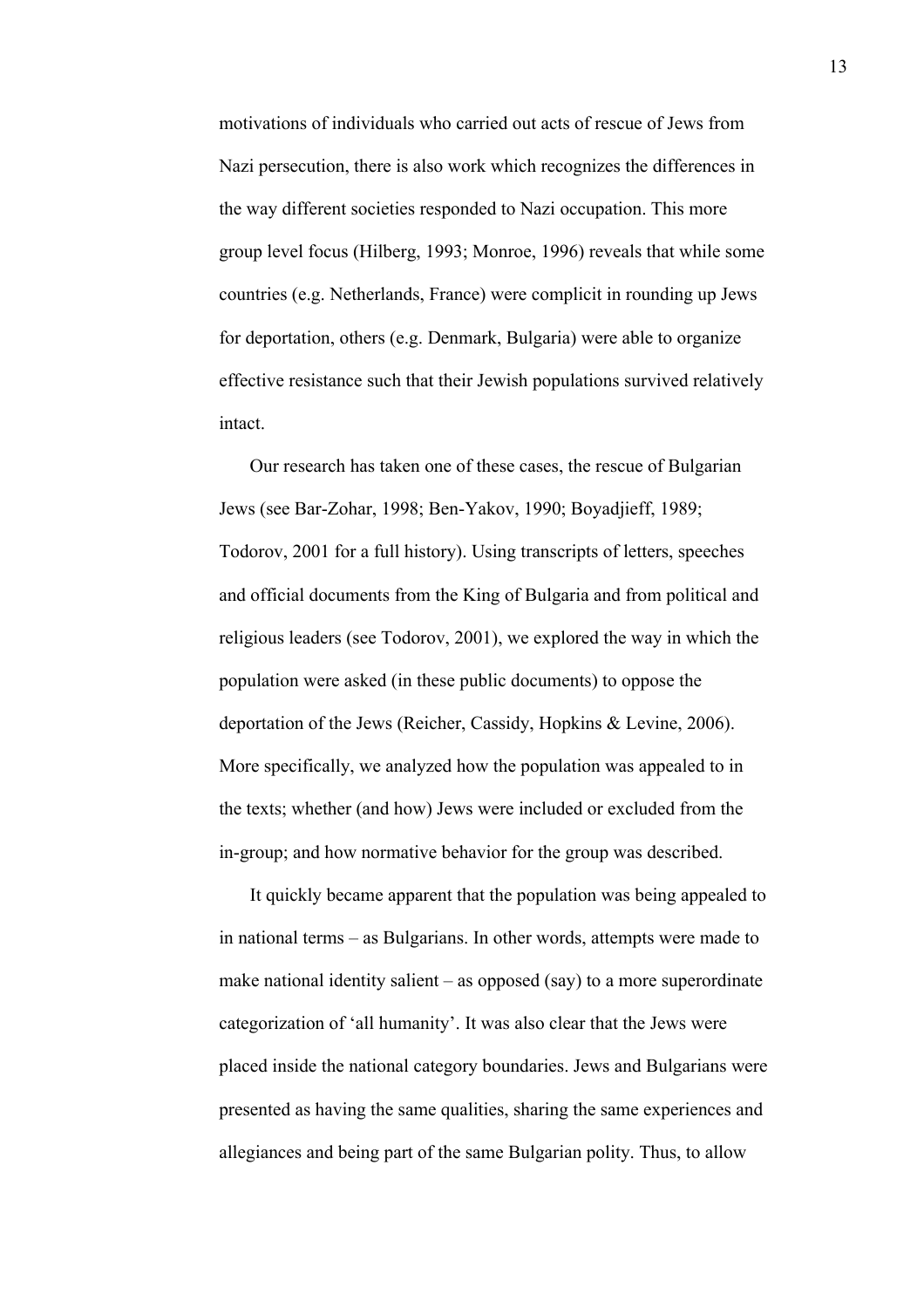motivations of individuals who carried out acts of rescue of Jews from Nazi persecution, there is also work which recognizes the differences in the way different societies responded to Nazi occupation. This more group level focus (Hilberg, 1993; Monroe, 1996) reveals that while some countries (e.g. Netherlands, France) were complicit in rounding up Jews for deportation, others (e.g. Denmark, Bulgaria) were able to organize effective resistance such that their Jewish populations survived relatively intact.

Our research has taken one of these cases, the rescue of Bulgarian Jews (see Bar-Zohar, 1998; Ben-Yakov, 1990; Boyadjieff, 1989; Todorov, 2001 for a full history). Using transcripts of letters, speeches and official documents from the King of Bulgaria and from political and religious leaders (see Todorov, 2001), we explored the way in which the population were asked (in these public documents) to oppose the deportation of the Jews (Reicher, Cassidy, Hopkins & Levine, 2006). More specifically, we analyzed how the population was appealed to in the texts; whether (and how) Jews were included or excluded from the in-group; and how normative behavior for the group was described.

It quickly became apparent that the population was being appealed to in national terms – as Bulgarians. In other words, attempts were made to make national identity salient – as opposed (say) to a more superordinate categorization of 'all humanity'. It was also clear that the Jews were placed inside the national category boundaries. Jews and Bulgarians were presented as having the same qualities, sharing the same experiences and allegiances and being part of the same Bulgarian polity. Thus, to allow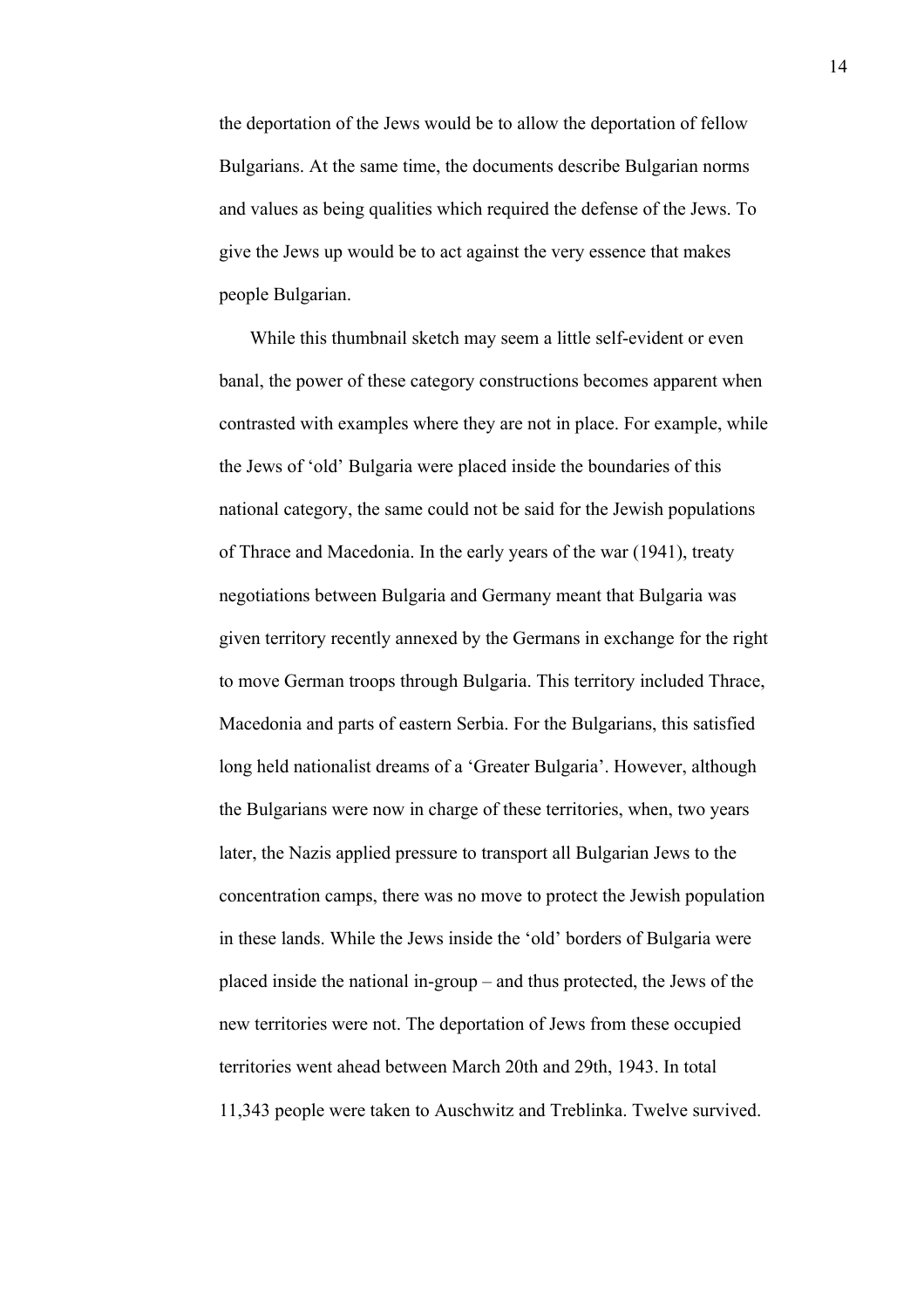the deportation of the Jews would be to allow the deportation of fellow Bulgarians. At the same time, the documents describe Bulgarian norms and values as being qualities which required the defense of the Jews. To give the Jews up would be to act against the very essence that makes people Bulgarian.

While this thumbnail sketch may seem a little self-evident or even banal, the power of these category constructions becomes apparent when contrasted with examples where they are not in place. For example, while the Jews of 'old' Bulgaria were placed inside the boundaries of this national category, the same could not be said for the Jewish populations of Thrace and Macedonia. In the early years of the war (1941), treaty negotiations between Bulgaria and Germany meant that Bulgaria was given territory recently annexed by the Germans in exchange for the right to move German troops through Bulgaria. This territory included Thrace, Macedonia and parts of eastern Serbia. For the Bulgarians, this satisfied long held nationalist dreams of a 'Greater Bulgaria'. However, although the Bulgarians were now in charge of these territories, when, two years later, the Nazis applied pressure to transport all Bulgarian Jews to the concentration camps, there was no move to protect the Jewish population in these lands. While the Jews inside the 'old' borders of Bulgaria were placed inside the national in-group – and thus protected, the Jews of the new territories were not. The deportation of Jews from these occupied territories went ahead between March 20th and 29th, 1943. In total 11,343 people were taken to Auschwitz and Treblinka. Twelve survived.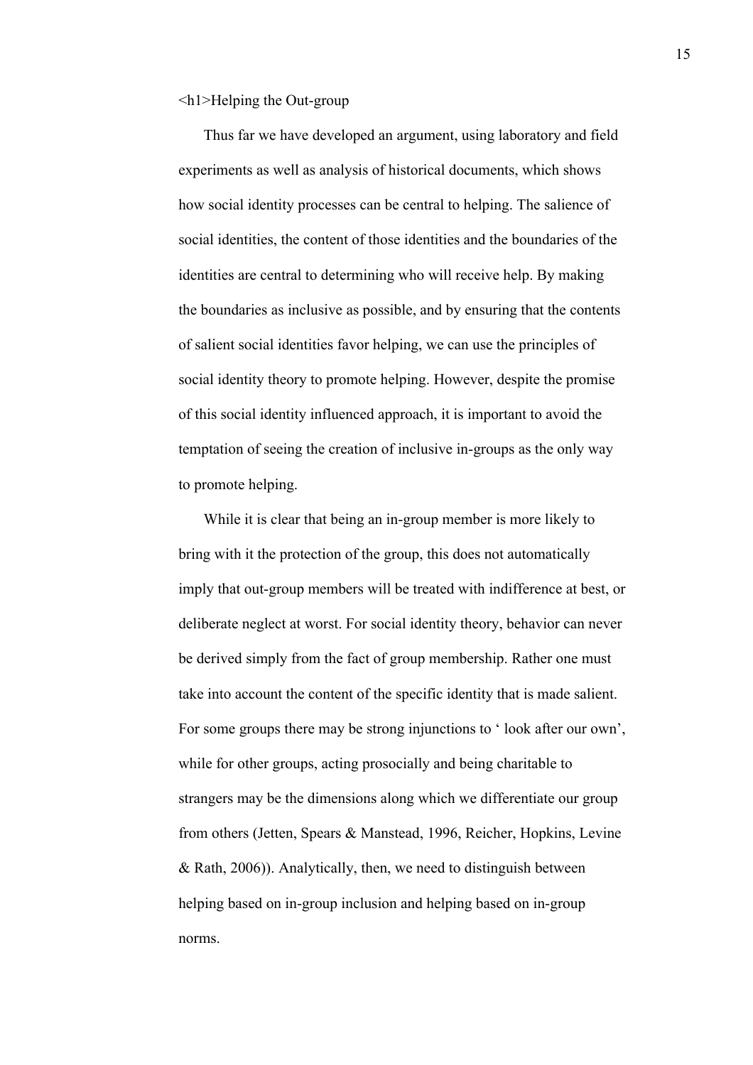<h1>Helping the Out-group

Thus far we have developed an argument, using laboratory and field experiments as well as analysis of historical documents, which shows how social identity processes can be central to helping. The salience of social identities, the content of those identities and the boundaries of the identities are central to determining who will receive help. By making the boundaries as inclusive as possible, and by ensuring that the contents of salient social identities favor helping, we can use the principles of social identity theory to promote helping. However, despite the promise of this social identity influenced approach, it is important to avoid the temptation of seeing the creation of inclusive in-groups as the only way to promote helping.

While it is clear that being an in-group member is more likely to bring with it the protection of the group, this does not automatically imply that out-group members will be treated with indifference at best, or deliberate neglect at worst. For social identity theory, behavior can never be derived simply from the fact of group membership. Rather one must take into account the content of the specific identity that is made salient. For some groups there may be strong injunctions to ‘ look after our own’, while for other groups, acting prosocially and being charitable to strangers may be the dimensions along which we differentiate our group from others (Jetten, Spears & Manstead, 1996, Reicher, Hopkins, Levine & Rath, 2006)). Analytically, then, we need to distinguish between helping based on in-group inclusion and helping based on in-group norms.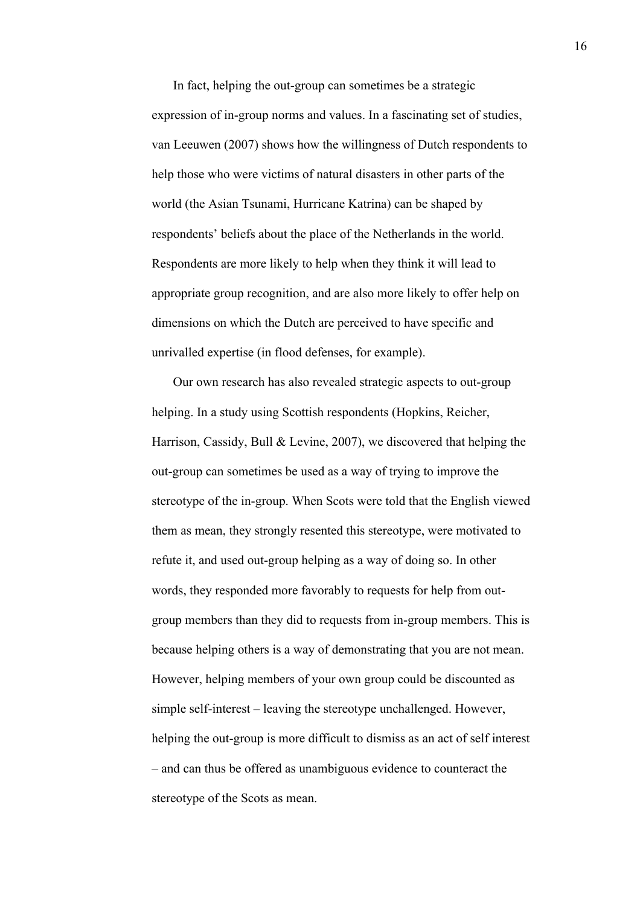In fact, helping the out-group can sometimes be a strategic expression of in-group norms and values. In a fascinating set of studies, van Leeuwen (2007) shows how the willingness of Dutch respondents to help those who were victims of natural disasters in other parts of the world (the Asian Tsunami, Hurricane Katrina) can be shaped by respondents' beliefs about the place of the Netherlands in the world. Respondents are more likely to help when they think it will lead to appropriate group recognition, and are also more likely to offer help on dimensions on which the Dutch are perceived to have specific and unrivalled expertise (in flood defenses, for example).

Our own research has also revealed strategic aspects to out-group helping. In a study using Scottish respondents (Hopkins, Reicher, Harrison, Cassidy, Bull & Levine, 2007), we discovered that helping the out-group can sometimes be used as a way of trying to improve the stereotype of the in-group. When Scots were told that the English viewed them as mean, they strongly resented this stereotype, were motivated to refute it, and used out-group helping as a way of doing so. In other words, they responded more favorably to requests for help from out-group members than they did to requests from in-group members. This is because helping others is a way of demonstrating that you are not mean. However, helping members of your own group could be discounted as simple self-interest – leaving the stereotype unchallenged. However, helping the out-group is more difficult to dismiss as an act of self interest – and can thus be offered as unambiguous evidence to counteract the stereotype of the Scots as mean.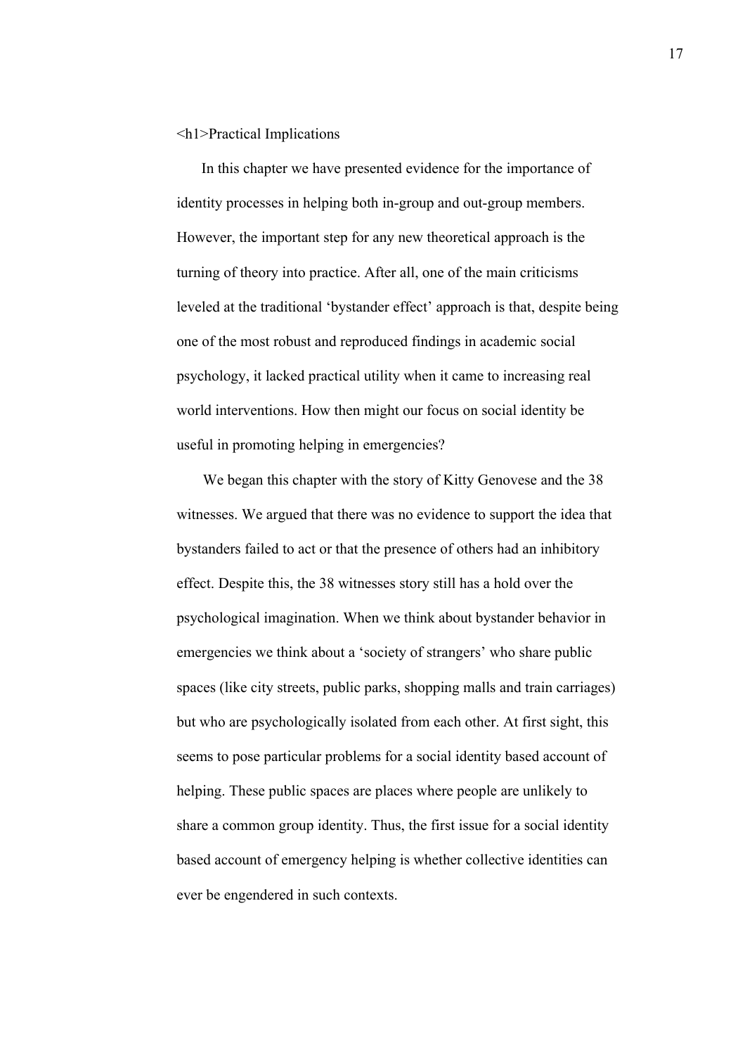# Practical Implications

In this chapter we have presented evidence for the importance of identity processes in helping both in-group and out-group members. However, the important step for any new theoretical approach is the turning of theory into practice. After all, one of the main criticisms leveled at the traditional 'bystander effect' approach is that, despite being one of the most robust and reproduced findings in academic social psychology, it lacked practical utility when it came to increasing real world interventions. How then might our focus on social identity be useful in promoting helping in emergencies?

We began this chapter with the story of Kitty Genovese and the 38 witnesses. We argued that there was no evidence to support the idea that bystanders failed to act or that the presence of others had an inhibitory effect. Despite this, the 38 witnesses story still has a hold over the psychological imagination. When we think about bystander behavior in emergencies we think about a 'society of strangers' who share public spaces (like city streets, public parks, shopping malls and train carriages) but who are psychologically isolated from each other. At first sight, this seems to pose particular problems for a social identity based account of helping. These public spaces are places where people are unlikely to share a common group identity. Thus, the first issue for a social identity based account of emergency helping is whether collective identities can ever be engendered in such contexts.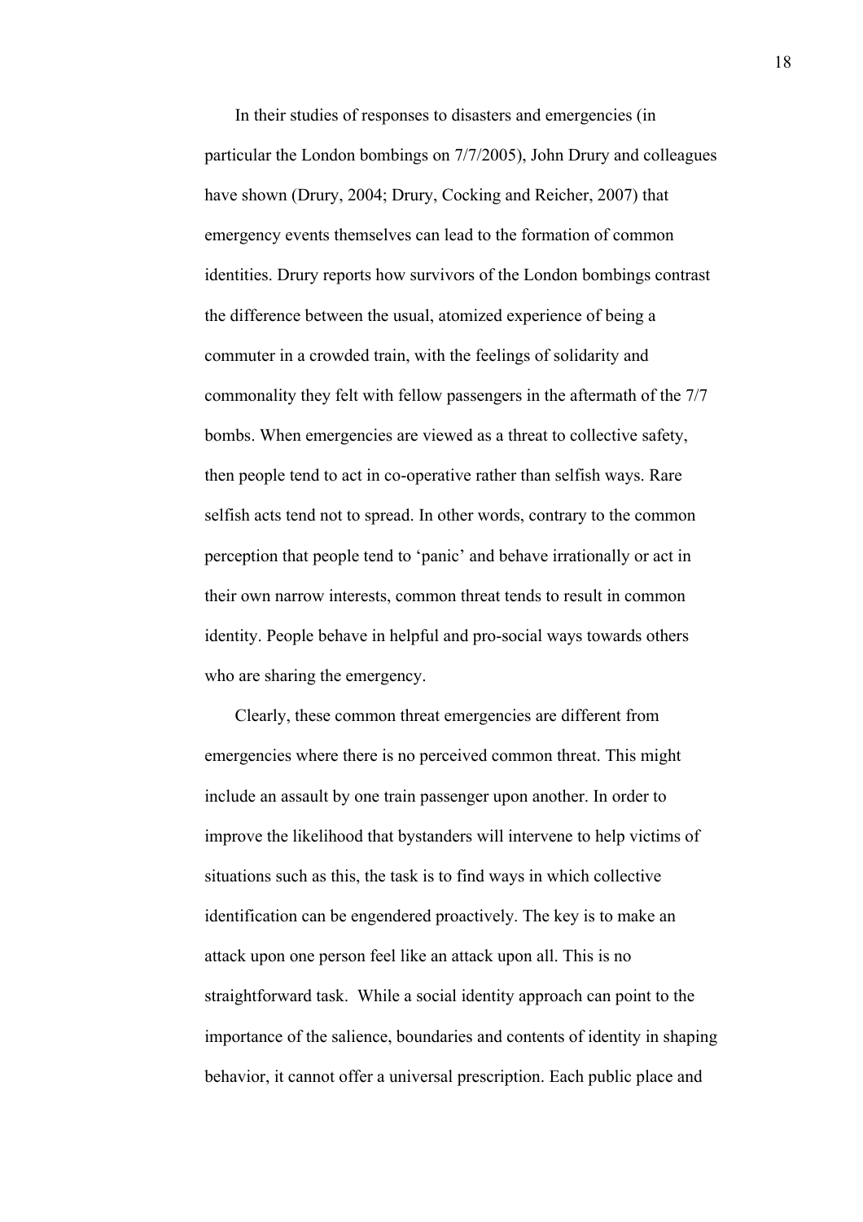In their studies of responses to disasters and emergencies (in particular the London bombings on 7/7/2005), John Drury and colleagues have shown (Drury, 2004; Drury, Cocking and Reicher, 2007) that emergency events themselves can lead to the formation of common identities. Drury reports how survivors of the London bombings contrast the difference between the usual, atomized experience of being a commuter in a crowded train, with the feelings of solidarity and commonality they felt with fellow passengers in the aftermath of the 7/7 bombs. When emergencies are viewed as a threat to collective safety, then people tend to act in co-operative rather than selfish ways. Rare selfish acts tend not to spread. In other words, contrary to the common perception that people tend to 'panic' and behave irrationally or act in their own narrow interests, common threat tends to result in common identity. People behave in helpful and pro-social ways towards others who are sharing the emergency.

Clearly, these common threat emergencies are different from emergencies where there is no perceived common threat. This might include an assault by one train passenger upon another. In order to improve the likelihood that bystanders will intervene to help victims of situations such as this, the task is to find ways in which collective identification can be engendered proactively. The key is to make an attack upon one person feel like an attack upon all. This is no straightforward task. While a social identity approach can point to the importance of the salience, boundaries and contents of identity in shaping behavior, it cannot offer a universal prescription. Each public place and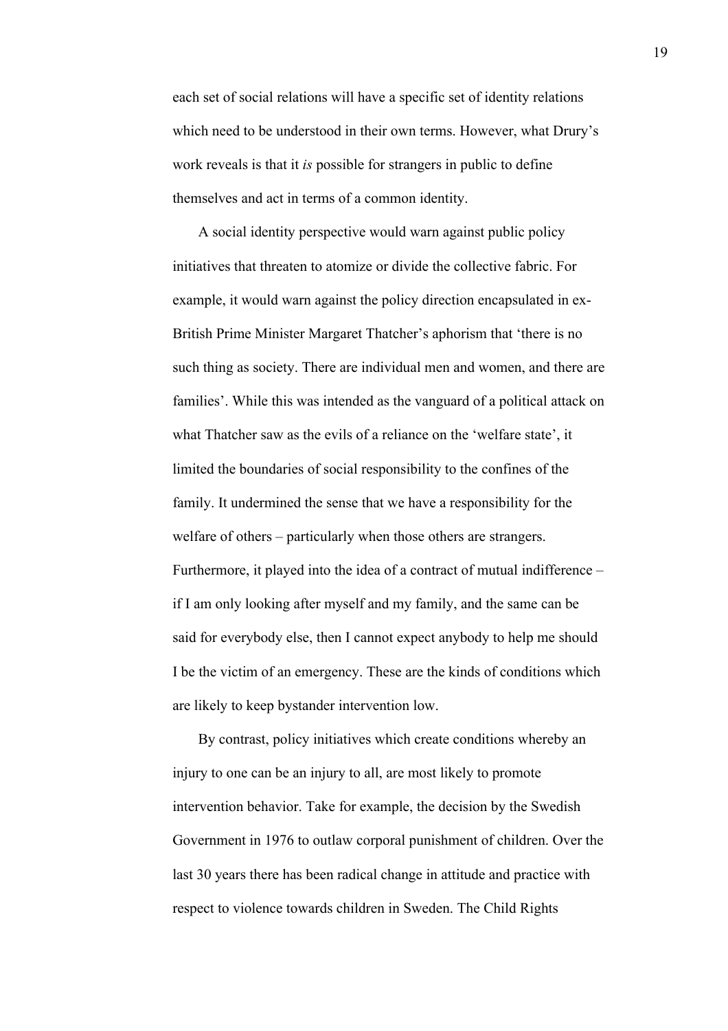each set of social relations will have a specific set of identity relations which need to be understood in their own terms. However, what Drury's work reveals is that it *is* possible for strangers in public to define themselves and act in terms of a common identity.

A social identity perspective would warn against public policy initiatives that threaten to atomize or divide the collective fabric. For example, it would warn against the policy direction encapsulated in ex-British Prime Minister Margaret Thatcher's aphorism that 'there is no such thing as society. There are individual men and women, and there are families'. While this was intended as the vanguard of a political attack on what Thatcher saw as the evils of a reliance on the 'welfare state', it limited the boundaries of social responsibility to the confines of the family. It undermined the sense that we have a responsibility for the welfare of others – particularly when those others are strangers. Furthermore, it played into the idea of a contract of mutual indifference – if I am only looking after myself and my family, and the same can be said for everybody else, then I cannot expect anybody to help me should I be the victim of an emergency. These are the kinds of conditions which are likely to keep bystander intervention low.

By contrast, policy initiatives which create conditions whereby an injury to one can be an injury to all, are most likely to promote intervention behavior. Take for example, the decision by the Swedish Government in 1976 to outlaw corporal punishment of children. Over the last 30 years there has been radical change in attitude and practice with respect to violence towards children in Sweden. The Child Rights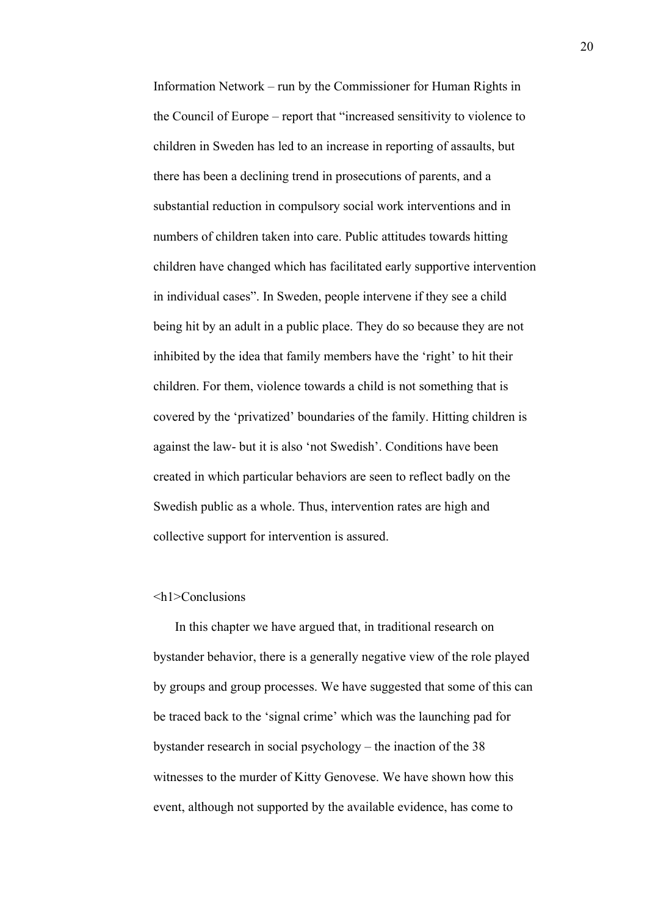Information Network – run by the Commissioner for Human Rights in the Council of Europe – report that "increased sensitivity to violence to children in Sweden has led to an increase in reporting of assaults, but there has been a declining trend in prosecutions of parents, and a substantial reduction in compulsory social work interventions and in numbers of children taken into care. Public attitudes towards hitting children have changed which has facilitated early supportive intervention in individual cases". In Sweden, people intervene if they see a child being hit by an adult in a public place. They do so because they are not inhibited by the idea that family members have the 'right' to hit their children. For them, violence towards a child is not something that is covered by the 'privatized' boundaries of the family. Hitting children is against the law- but it is also 'not Swedish'. Conditions have been created in which particular behaviors are seen to reflect badly on the Swedish public as a whole. Thus, intervention rates are high and collective support for intervention is assured.

# Conclusions

In this chapter we have argued that, in traditional research on bystander behavior, there is a generally negative view of the role played by groups and group processes. We have suggested that some of this can be traced back to the 'signal crime' which was the launching pad for bystander research in social psychology – the inaction of the 38 witnesses to the murder of Kitty Genovese. We have shown how this event, although not supported by the available evidence, has come to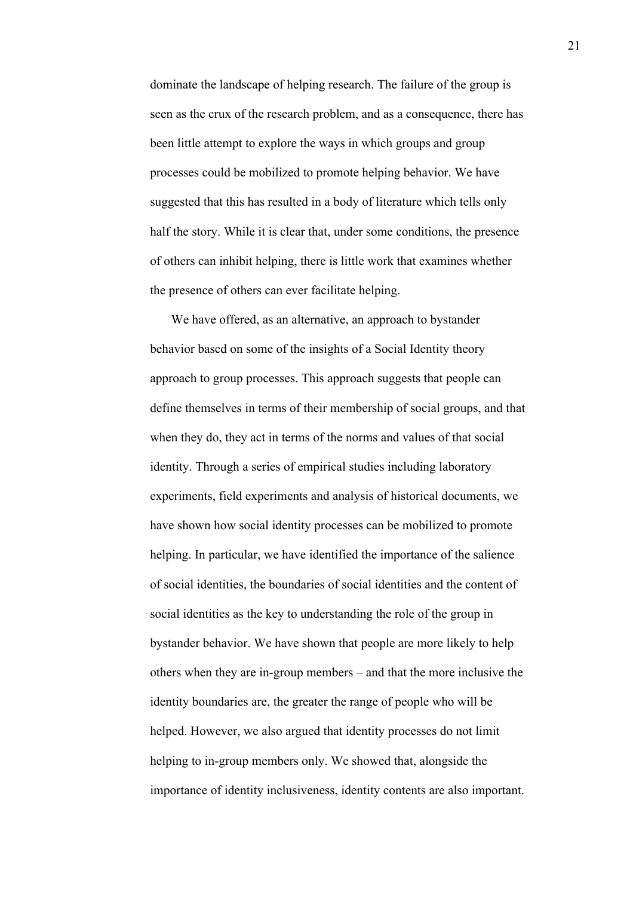dominate the landscape of helping research. The failure of the group is seen as the crux of the research problem, and as a consequence, there has been little attempt to explore the ways in which groups and group processes could be mobilized to promote helping behavior. We have suggested that this has resulted in a body of literature which tells only half the story. While it is clear that, under some conditions, the presence of others can inhibit helping, there is little work that examines whether the presence of others can ever facilitate helping.

We have offered, as an alternative, an approach to bystander behavior based on some of the insights of a Social Identity theory approach to group processes. This approach suggests that people can define themselves in terms of their membership of social groups, and that when they do, they act in terms of the norms and values of that social identity. Through a series of empirical studies including laboratory experiments, field experiments and analysis of historical documents, we have shown how social identity processes can be mobilized to promote helping. In particular, we have identified the importance of the salience of social identities, the boundaries of social identities and the content of social identities as the key to understanding the role of the group in bystander behavior. We have shown that people are more likely to help others when they are in-group members – and that the more inclusive the identity boundaries are, the greater the range of people who will be helped. However, we also argued that identity processes do not limit helping to in-group members only. We showed that, alongside the importance of identity inclusiveness, identity contents are also important.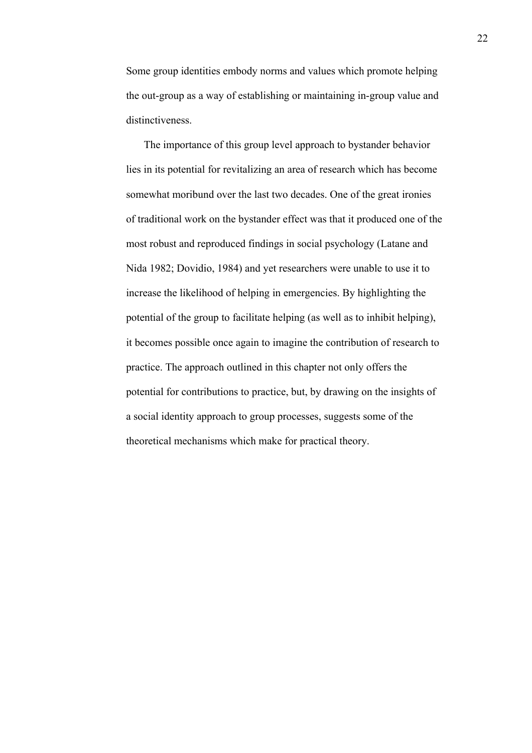Some group identities embody norms and values which promote helping the out-group as a way of establishing or maintaining in-group value and distinctiveness.

The importance of this group level approach to bystander behavior lies in its potential for revitalizing an area of research which has become somewhat moribund over the last two decades. One of the great ironies of traditional work on the bystander effect was that it produced one of the most robust and reproduced findings in social psychology (Latane and Nida 1982; Dovidio, 1984) and yet researchers were unable to use it to increase the likelihood of helping in emergencies. By highlighting the potential of the group to facilitate helping (as well as to inhibit helping), it becomes possible once again to imagine the contribution of research to practice. The approach outlined in this chapter not only offers the potential for contributions to practice, but, by drawing on the insights of a social identity approach to group processes, suggests some of the theoretical mechanisms which make for practical theory.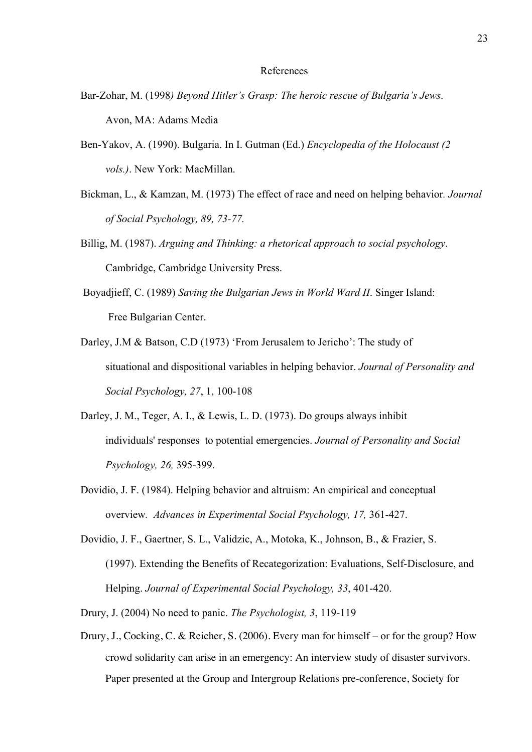# References

Bar-Zohar, M. (1998*) Beyond Hitler's Grasp: The heroic rescue of Bulgaria's Jews*. Avon, MA: Adams Media

Ben-Yakov, A. (1990). Bulgaria. In I. Gutman (Ed.) *Encyclopedia of the Holocaust (2 vols.)*. New York: MacMillan.

Bickman, L., & Kamzan, M. (1973) The effect of race and need on helping behavior*. Journal of Social Psychology, 89, 73-77.*

Billig, M. (1987). *Arguing and Thinking: a rhetorical approach to social psychology*. Cambridge, Cambridge University Press.

Boyadjieff, C. (1989) *Saving the Bulgarian Jews in World Ward II*. Singer Island: Free Bulgarian Center.

Darley, J.M & Batson, C.D (1973) 'From Jerusalem to Jericho': The study of situational and dispositional variables in helping behavior. *Journal of Personality and Social Psychology, 27*, 1, 100-108

Darley, J. M., Teger, A. I., & Lewis, L. D. (1973). Do groups always inhibit individuals' responses to potential emergencies. *Journal of Personality and Social Psychology, 26,* 395-399.

Dovidio, J. F. (1984). Helping behavior and altruism: An empirical and conceptual overview*. Advances in Experimental Social Psychology, 17,* 361-427.

Dovidio, J. F., Gaertner, S. L., Validzic, A., Motoka, K., Johnson, B., & Frazier, S. (1997). Extending the Benefits of Recategorization: Evaluations, Self-Disclosure, and Helping. *Journal of Experimental Social Psychology, 33*, 401-420.

Drury, J. (2004) No need to panic. *The Psychologist, 3*, 119-119

Drury, J., Cocking, C. & Reicher, S. (2006). Every man for himself – or for the group? How crowd solidarity can arise in an emergency: An interview study of disaster survivors. Paper presented at the Group and Intergroup Relations pre-conference, Society for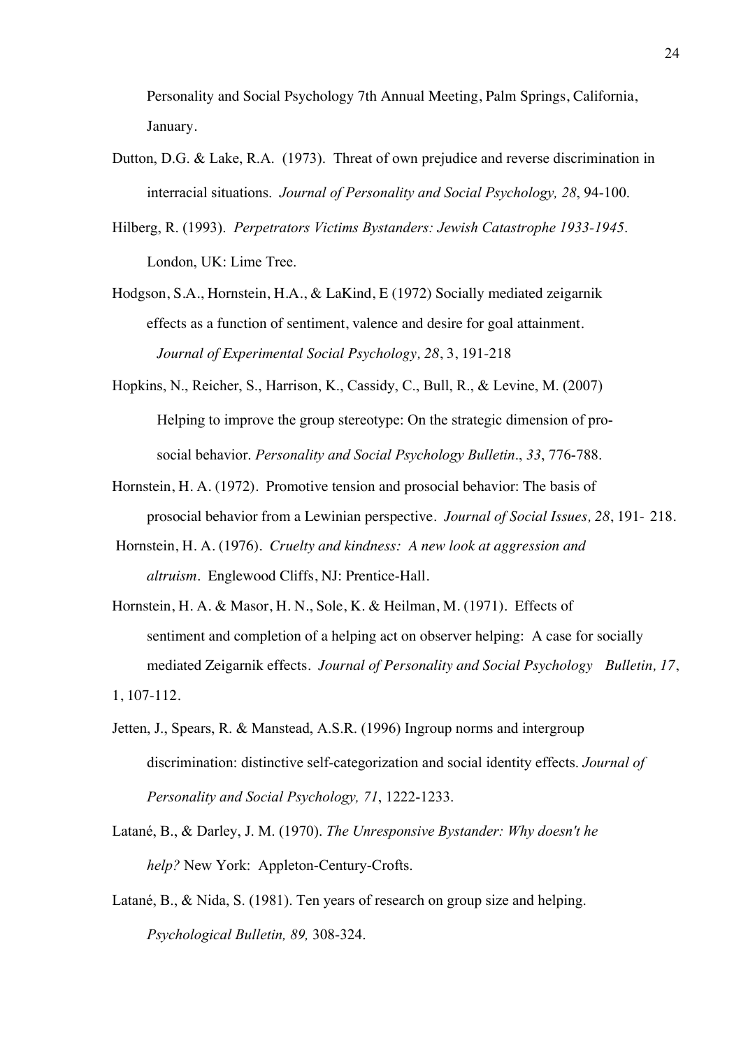Personality and Social Psychology 7th Annual Meeting, Palm Springs, California, January.

Dutton, D.G. & Lake, R.A. (1973). Threat of own prejudice and reverse discrimination in interracial situations. *Journal of Personality and Social Psychology, 28*, 94-100.

Hilberg, R. (1993). *Perpetrators Victims Bystanders: Jewish Catastrophe 1933-1945.* London, UK: Lime Tree.

Hodgson, S.A., Hornstein, H.A., & LaKind, E (1972) Socially mediated zeigarnik effects as a function of sentiment, valence and desire for goal attainment. *Journal of Experimental Social Psychology, 28*, 3, 191-218

Hopkins, N., Reicher, S., Harrison, K., Cassidy, C., Bull, R., & Levine, M. (2007) Helping to improve the group stereotype: On the strategic dimension of pro-social behavior. *Personality and Social Psychology Bulletin*., *33*, 776-788.

Hornstein, H. A. (1972). Promotive tension and prosocial behavior: The basis of prosocial behavior from a Lewinian perspective. *Journal of Social Issues, 28*, 191- 218.

Hornstein, H. A. (1976). *Cruelty and kindness: A new look at aggression and altruism*. Englewood Cliffs, NJ: Prentice-Hall.

Hornstein, H. A. & Masor, H. N., Sole, K. & Heilman, M. (1971). Effects of sentiment and completion of a helping act on observer helping: A case for socially mediated Zeigarnik effects. *Journal of Personality and Social Psychology Bulletin, 17*, 1, 107-112.

Jetten, J., Spears, R. & Manstead, A.S.R. (1996) Ingroup norms and intergroup discrimination: distinctive self-categorization and social identity effects. *Journal of Personality and Social Psychology, 71*, 1222-1233.

Latané, B., & Darley, J. M. (1970). *The Unresponsive Bystander: Why doesn't he help?* New York: Appleton-Century-Crofts.

Latané, B., & Nida, S. (1981). Ten years of research on group size and helping. *Psychological Bulletin, 89,* 308-324.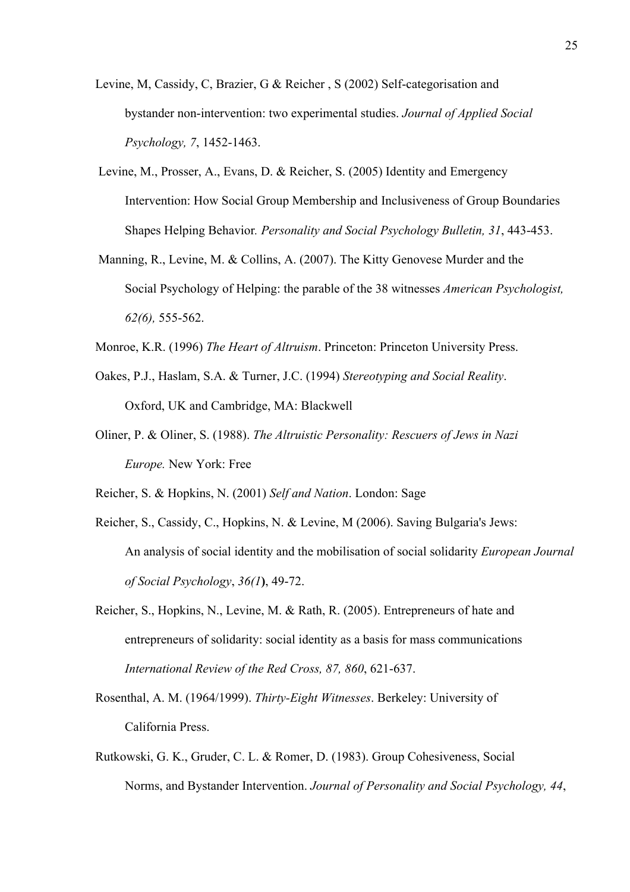Levine, M, Cassidy, C, Brazier, G & Reicher , S (2002) Self-categorisation and bystander non-intervention: two experimental studies. *Journal of Applied Social Psychology, 7*, 1452-1463.

Levine, M., Prosser, A., Evans, D. & Reicher, S. (2005) Identity and Emergency Intervention: How Social Group Membership and Inclusiveness of Group Boundaries Shapes Helping Behavior*. Personality and Social Psychology Bulletin, 31*, 443-453.

Manning, R., Levine, M. & Collins, A. (2007). The Kitty Genovese Murder and the Social Psychology of Helping: the parable of the 38 witnesses *American Psychologist, 62(6),* 555-562.

Monroe, K.R. (1996) *The Heart of Altruism*. Princeton: Princeton University Press.

Oakes, P.J., Haslam, S.A. & Turner, J.C. (1994) *Stereotyping and Social Reality*. Oxford, UK and Cambridge, MA: Blackwell

Oliner, P. & Oliner, S. (1988). *The Altruistic Personality: Rescuers of Jews in Nazi Europe.* New York: Free

Reicher, S. & Hopkins, N. (2001) *Self and Nation*. London: Sage

Reicher, S., Cassidy, C., Hopkins, N. & Levine, M (2006). Saving Bulgaria's Jews: An analysis of social identity and the mobilisation of social solidarity *European Journal of Social Psychology*, *36(1***)**, 49-72.

Reicher, S., Hopkins, N., Levine, M. & Rath, R. (2005). Entrepreneurs of hate and entrepreneurs of solidarity: social identity as a basis for mass communications *International Review of the Red Cross, 87, 860*, 621-637.

Rosenthal, A. M. (1964/1999). *Thirty-Eight Witnesses*. Berkeley: University of California Press.

Rutkowski, G. K., Gruder, C. L. & Romer, D. (1983). Group Cohesiveness, Social Norms, and Bystander Intervention. *Journal of Personality and Social Psychology, 44*,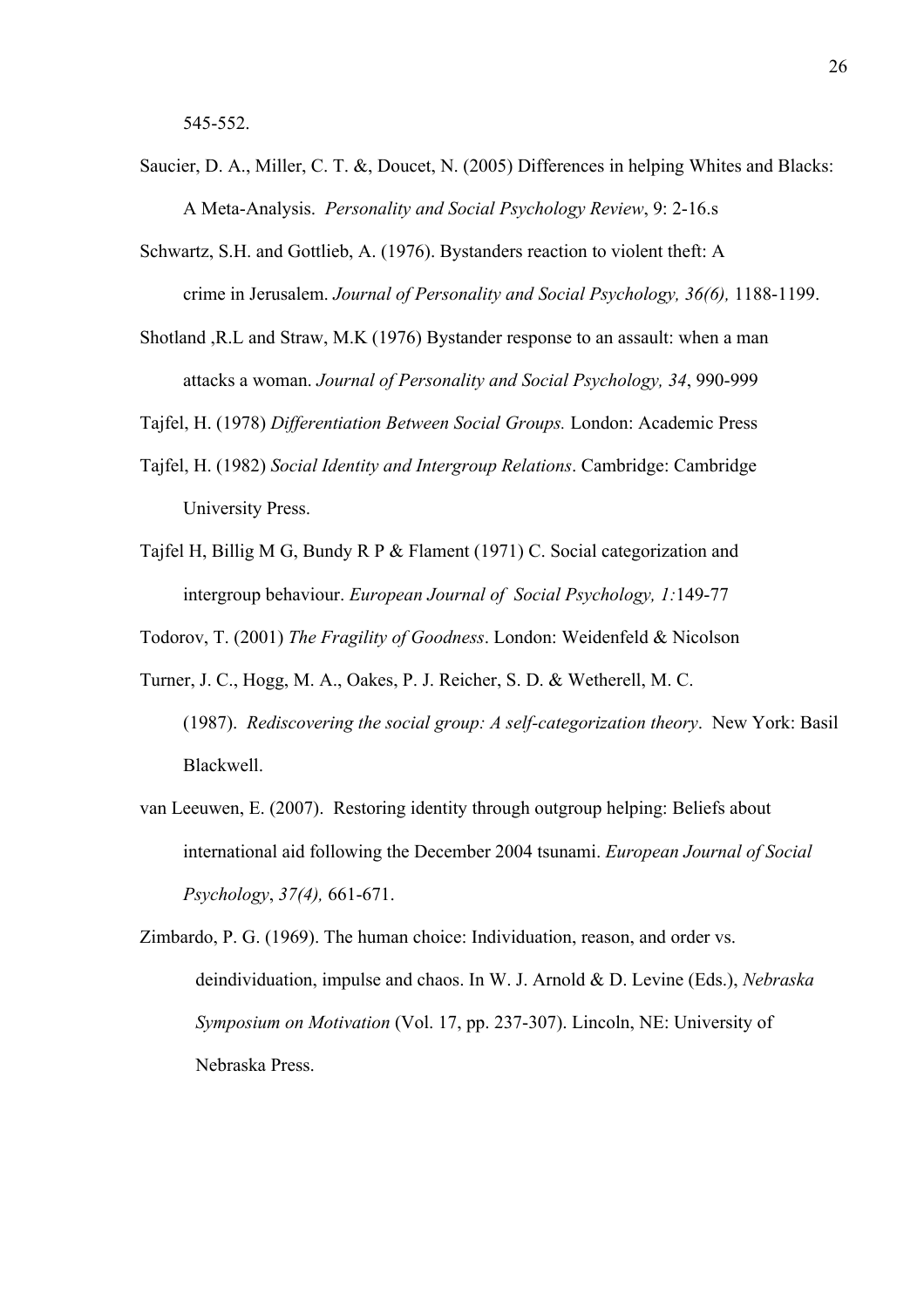545-552.

Saucier, D. A., Miller, C. T. &, Doucet, N. (2005) Differences in helping Whites and Blacks: A Meta-Analysis. *Personality and Social Psychology Review*, 9: 2-16.s

Schwartz, S.H. and Gottlieb, A. (1976). Bystanders reaction to violent theft: A crime in Jerusalem. *Journal of Personality and Social Psychology, 36(6),* 1188-1199.

Shotland ,R.L and Straw, M.K (1976) Bystander response to an assault: when a man attacks a woman. *Journal of Personality and Social Psychology, 34*, 990-999

Tajfel, H. (1978) *Differentiation Between Social Groups.* London: Academic Press

Tajfel, H. (1982) *Social Identity and Intergroup Relations*. Cambridge: Cambridge University Press.

Tajfel H, Billig M G, Bundy R P & Flament (1971) C. Social categorization and intergroup behaviour. *European Journal of Social Psychology, 1:*149-77

Todorov, T. (2001) *The Fragility of Goodness*. London: Weidenfeld & Nicolson

Turner, J. C., Hogg, M. A., Oakes, P. J. Reicher, S. D. & Wetherell, M. C. (1987). *Rediscovering the social group: A self-categorization theory*. New York: Basil Blackwell.

van Leeuwen, E. (2007). Restoring identity through outgroup helping: Beliefs about international aid following the December 2004 tsunami. *European Journal of Social Psychology*, *37(4),* 661-671.

Zimbardo, P. G. (1969). The human choice: Individuation, reason, and order vs. deindividuation, impulse and chaos. In W. J. Arnold & D. Levine (Eds.), *Nebraska Symposium on Motivation* (Vol. 17, pp. 237-307). Lincoln, NE: University of Nebraska Press.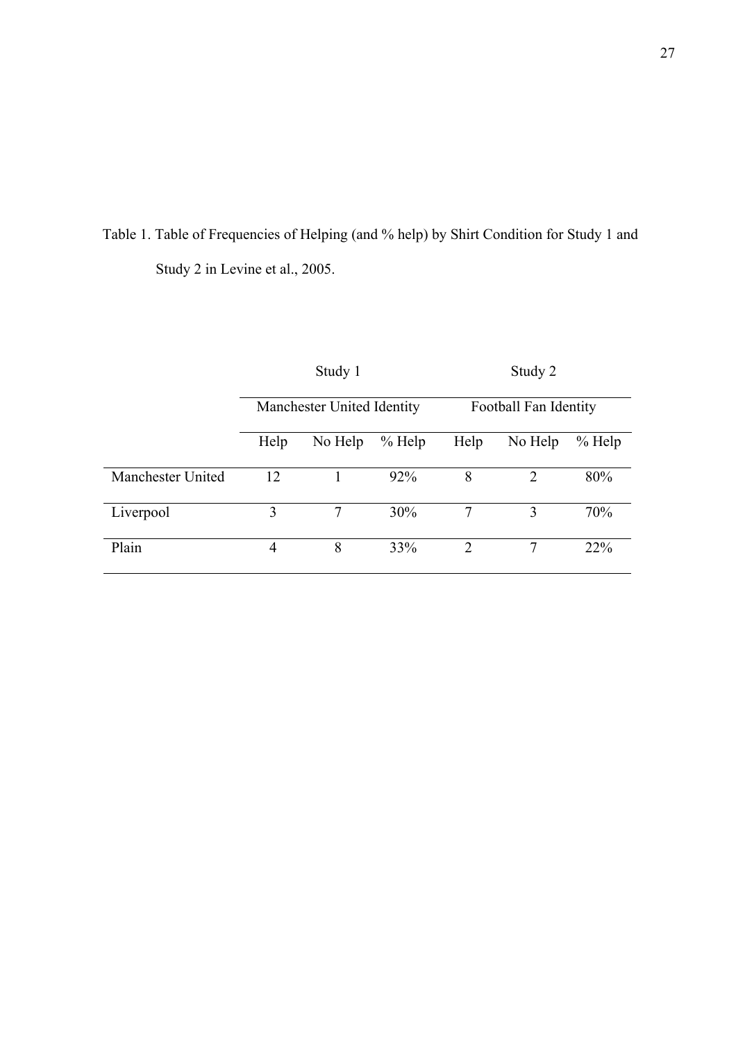Table 1. Table of Frequencies of Helping (and % help) by Shirt Condition for Study 1 and Study 2 in Levine et al., 2005.

| | Study 1 | | | Study 2 | | |
|---|---|---|---|---|---|---|
| | Manchester United Identity | | | Football Fan Identity | | |
| | Help | No Help | % Help | Help | No Help | % Help |
| Manchester United | 12 | 1 | 92% | 8 | 2 | 80% |
| Liverpool | 3 | 7 | 30% | 7 | 3 | 70% |
| Plain | 4 | 8 | 33% | 2 | 7 | 22% |